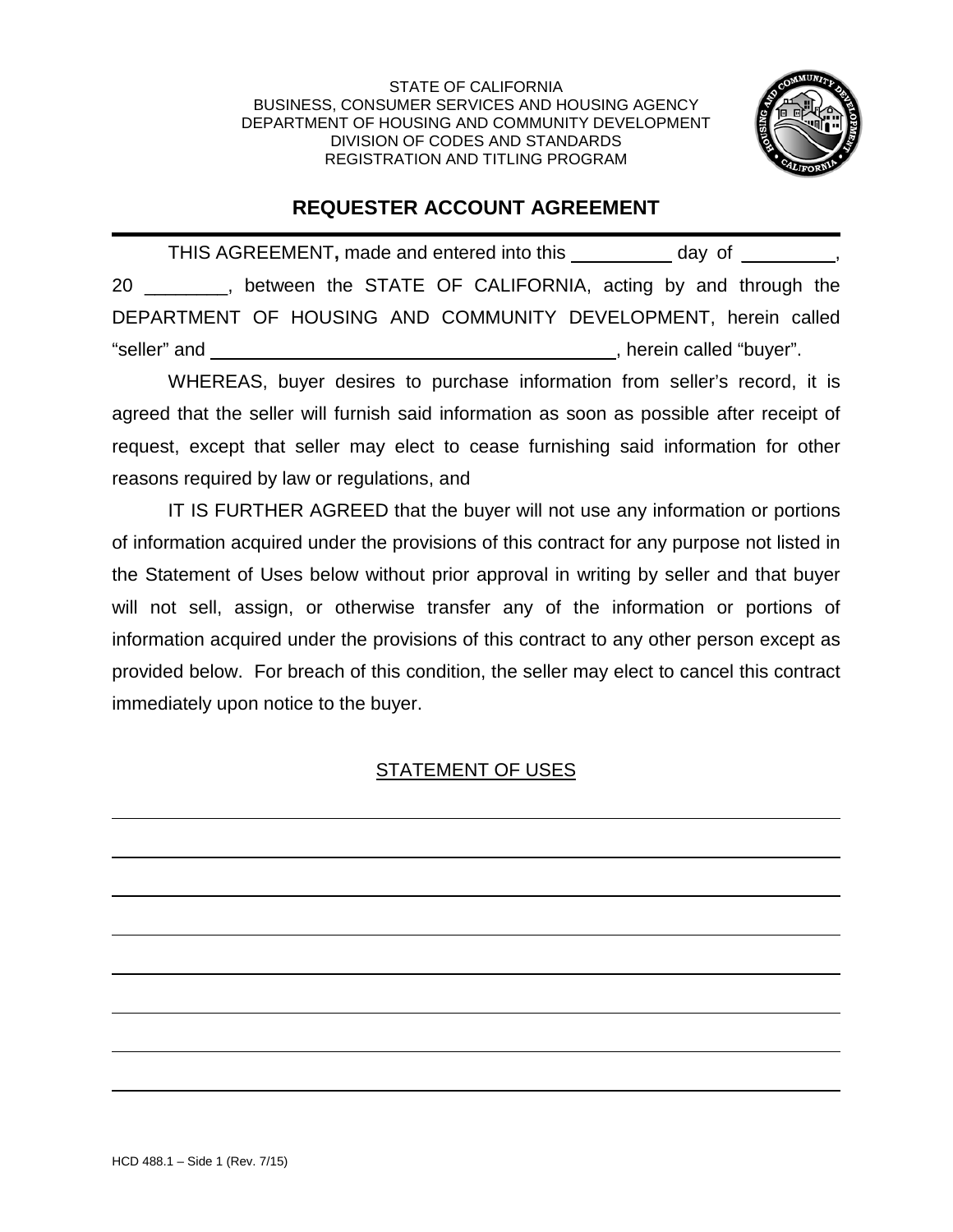STATE OF CALIFORNIA
BUSINESS, CONSUMER SERVICES AND HOUSING AGENCY
DEPARTMENT OF HOUSING AND COMMUNITY DEVELOPMENT
DIVISION OF CODES AND STANDARDS
REGISTRATION AND TITLING PROGRAM

# REQUESTER ACCOUNT AGREEMENT

THIS AGREEMENT**,** made and entered into this __________ day of _________, 20 ________, between the STATE OF CALIFORNIA, acting by and through the DEPARTMENT OF HOUSING AND COMMUNITY DEVELOPMENT, herein called "seller" and ________________________________________, herein called "buyer".

WHEREAS, buyer desires to purchase information from seller's record, it is agreed that the seller will furnish said information as soon as possible after receipt of request, except that seller may elect to cease furnishing said information for other reasons required by law or regulations, and

IT IS FURTHER AGREED that the buyer will not use any information or portions of information acquired under the provisions of this contract for any purpose not listed in the Statement of Uses below without prior approval in writing by seller and that buyer will not sell, assign, or otherwise transfer any of the information or portions of information acquired under the provisions of this contract to any other person except as provided below. For breach of this condition, the seller may elect to cancel this contract immediately upon notice to the buyer.

## STATEMENT OF USES

________________________________________________________________________________

________________________________________________________________________________

________________________________________________________________________________

________________________________________________________________________________

________________________________________________________________________________

________________________________________________________________________________

________________________________________________________________________________

________________________________________________________________________________

HCD 488.1 – Side 1 (Rev. 7/15)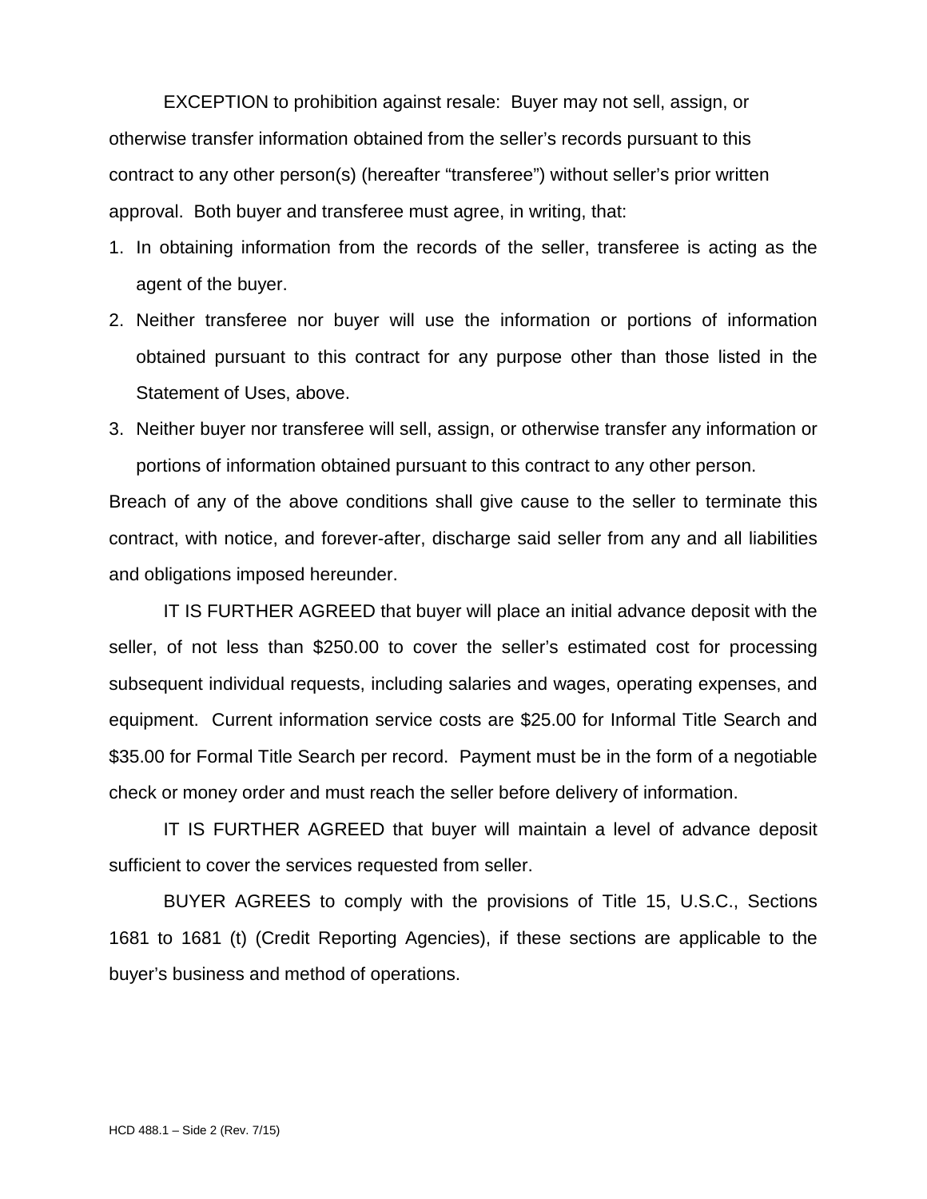EXCEPTION to prohibition against resale: Buyer may not sell, assign, or otherwise transfer information obtained from the seller's records pursuant to this contract to any other person(s) (hereafter "transferee") without seller's prior written approval. Both buyer and transferee must agree, in writing, that:

1. In obtaining information from the records of the seller, transferee is acting as the agent of the buyer.
2. Neither transferee nor buyer will use the information or portions of information obtained pursuant to this contract for any purpose other than those listed in the Statement of Uses, above.
3. Neither buyer nor transferee will sell, assign, or otherwise transfer any information or portions of information obtained pursuant to this contract to any other person.

Breach of any of the above conditions shall give cause to the seller to terminate this contract, with notice, and forever-after, discharge said seller from any and all liabilities and obligations imposed hereunder.

IT IS FURTHER AGREED that buyer will place an initial advance deposit with the seller, of not less than $250.00 to cover the seller's estimated cost for processing subsequent individual requests, including salaries and wages, operating expenses, and equipment. Current information service costs are $25.00 for Informal Title Search and $35.00 for Formal Title Search per record. Payment must be in the form of a negotiable check or money order and must reach the seller before delivery of information.

IT IS FURTHER AGREED that buyer will maintain a level of advance deposit sufficient to cover the services requested from seller.

BUYER AGREES to comply with the provisions of Title 15, U.S.C., Sections 1681 to 1681 (t) (Credit Reporting Agencies), if these sections are applicable to the buyer's business and method of operations.

HCD 488.1 – Side 2 (Rev. 7/15)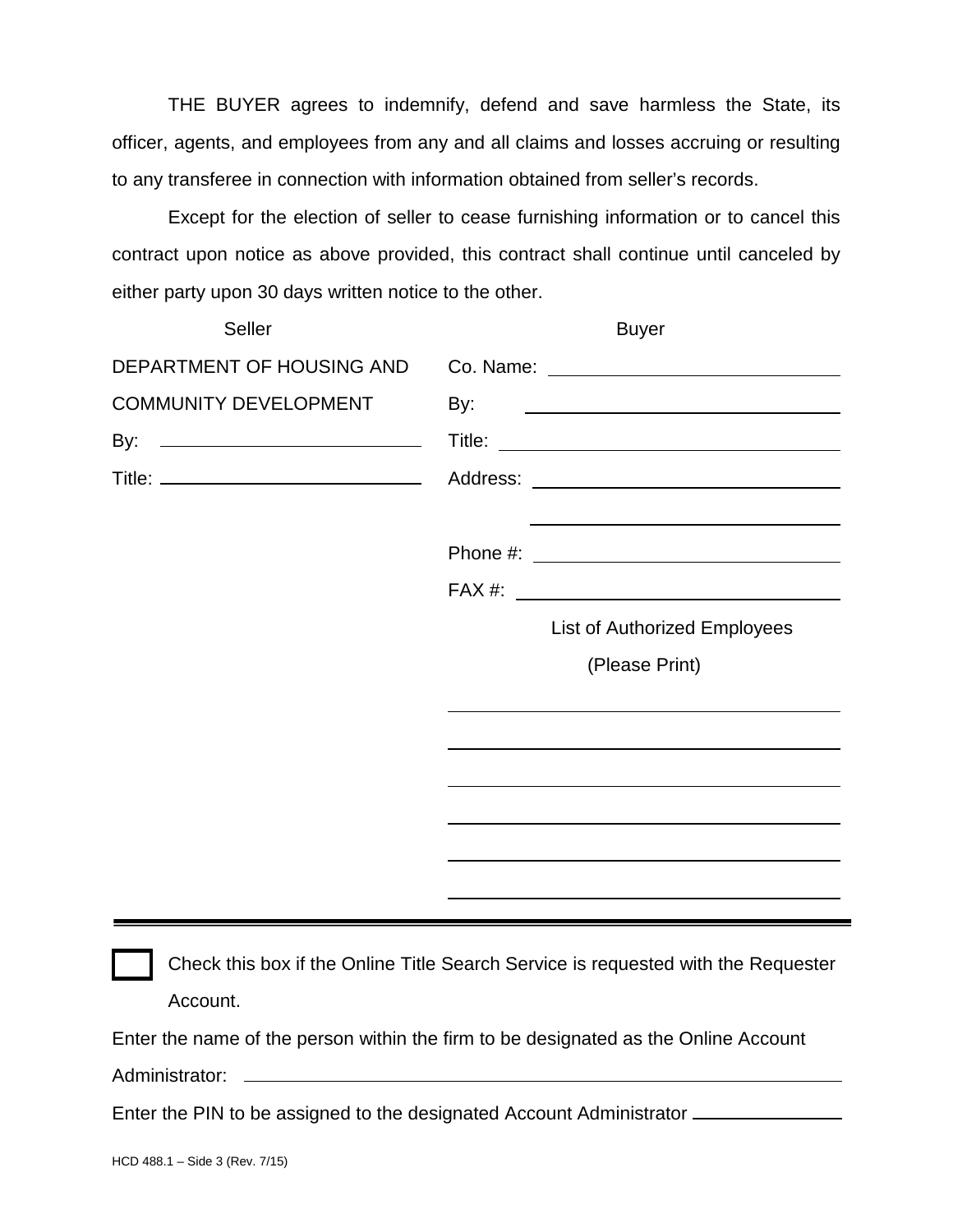THE BUYER agrees to indemnify, defend and save harmless the State, its officer, agents, and employees from any and all claims and losses accruing or resulting to any transferee in connection with information obtained from seller's records.

Except for the election of seller to cease furnishing information or to cancel this contract upon notice as above provided, this contract shall continue until canceled by either party upon 30 days written notice to the other.

| Seller | Buyer |
| --- | --- |
| DEPARTMENT OF HOUSING AND COMMUNITY DEVELOPMENT | Co. Name: ______________________ |
| By: ______________________ | By: ______________________ |
| Title: ______________________ | Title: ______________________ |
| | Address: ______________________ |
| | ______________________ |
| | Phone #: ______________________ |
| | FAX #: ______________________ |

List of Authorized Employees

(Please Print)

______________________

______________________

______________________

______________________

______________________

______________________

---

☐ Check this box if the Online Title Search Service is requested with the Requester Account.

Enter the name of the person within the firm to be designated as the Online Account Administrator: ______________________

Enter the PIN to be assigned to the designated Account Administrator ______________

HCD 488.1 – Side 3 (Rev. 7/15)